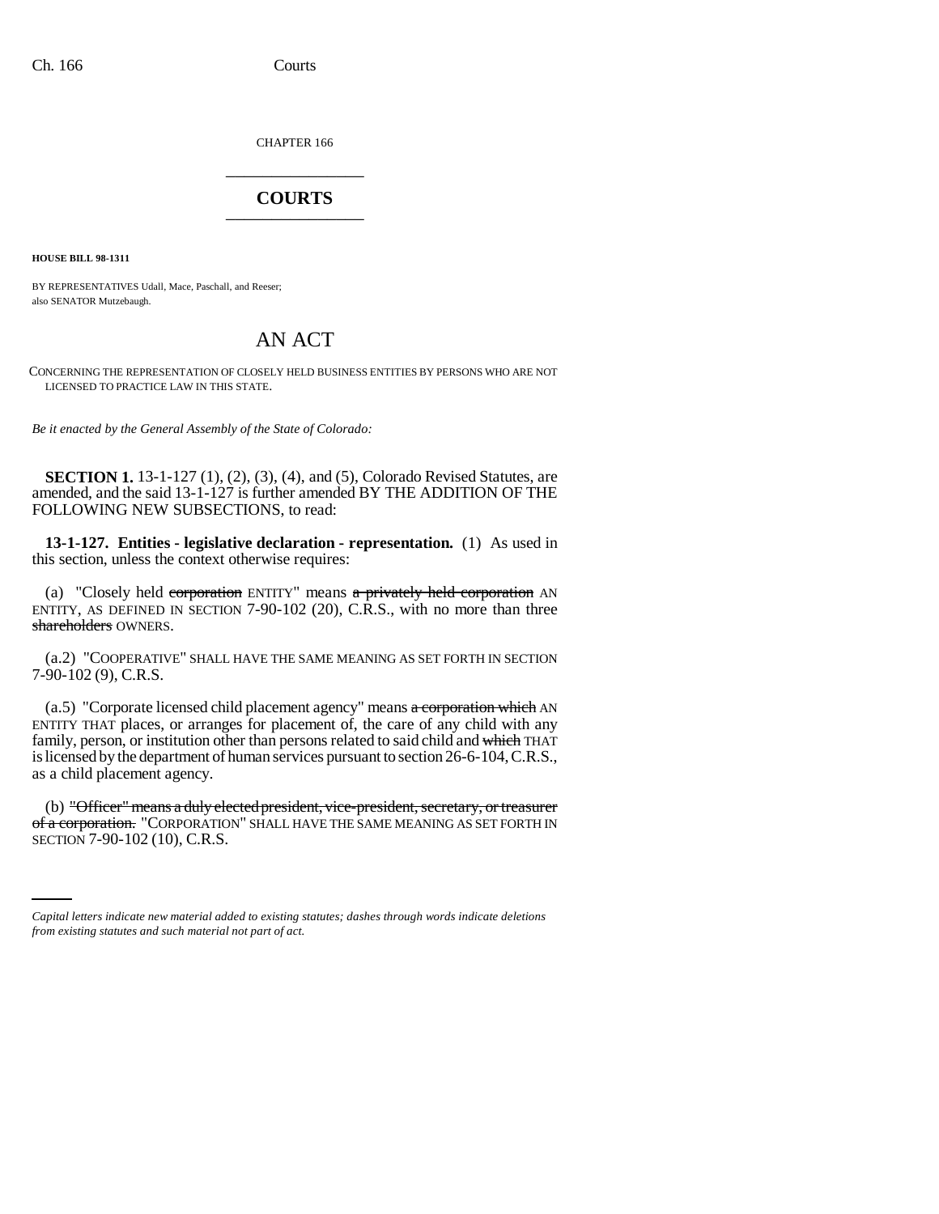CHAPTER 166

# COURTS

**HOUSE BILL 98-1311**

BY REPRESENTATIVES Udall, Mace, Paschall, and Reeser;
also SENATOR Mutzebaugh.

## AN ACT

CONCERNING THE REPRESENTATION OF CLOSELY HELD BUSINESS ENTITIES BY PERSONS WHO ARE NOT LICENSED TO PRACTICE LAW IN THIS STATE.

*Be it enacted by the General Assembly of the State of Colorado:*

**SECTION 1.** 13-1-127 (1), (2), (3), (4), and (5), Colorado Revised Statutes, are amended, and the said 13-1-127 is further amended BY THE ADDITION OF THE FOLLOWING NEW SUBSECTIONS, to read:

**13-1-127. Entities - legislative declaration - representation.** (1) As used in this section, unless the context otherwise requires:

(a) "Closely held ~~corporation~~ ENTITY" means ~~a privately held corporation~~ AN ENTITY, AS DEFINED IN SECTION 7-90-102 (20), C.R.S., with no more than three ~~shareholders~~ OWNERS.

(a.2) "COOPERATIVE" SHALL HAVE THE SAME MEANING AS SET FORTH IN SECTION 7-90-102 (9), C.R.S.

(a.5) "Corporate licensed child placement agency" means ~~a corporation which~~ AN ENTITY THAT places, or arranges for placement of, the care of any child with any family, person, or institution other than persons related to said child and ~~which~~ THAT is licensed by the department of human services pursuant to section 26-6-104, C.R.S., as a child placement agency.

(b) ~~"Officer" means a duly elected president, vice-president, secretary, or treasurer of a corporation.~~ "CORPORATION" SHALL HAVE THE SAME MEANING AS SET FORTH IN SECTION 7-90-102 (10), C.R.S.

*Capital letters indicate new material added to existing statutes; dashes through words indicate deletions from existing statutes and such material not part of act.*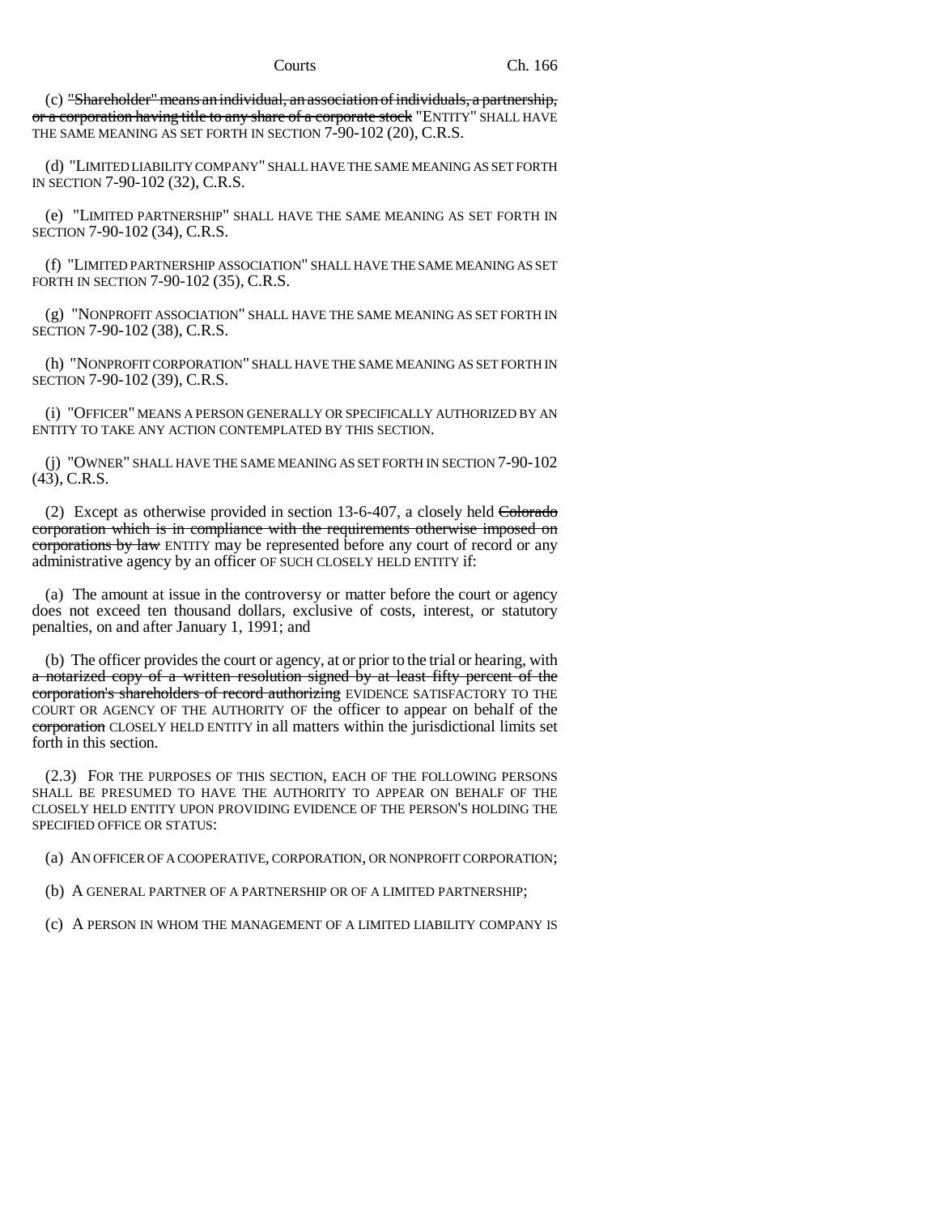(c) ~~"Shareholder" means an individual, an association of individuals, a partnership, or a corporation having title to any share of a corporate stock~~ "ENTITY" SHALL HAVE THE SAME MEANING AS SET FORTH IN SECTION 7-90-102 (20), C.R.S.

(d) "LIMITED LIABILITY COMPANY" SHALL HAVE THE SAME MEANING AS SET FORTH IN SECTION 7-90-102 (32), C.R.S.

(e) "LIMITED PARTNERSHIP" SHALL HAVE THE SAME MEANING AS SET FORTH IN SECTION 7-90-102 (34), C.R.S.

(f) "LIMITED PARTNERSHIP ASSOCIATION" SHALL HAVE THE SAME MEANING AS SET FORTH IN SECTION 7-90-102 (35), C.R.S.

(g) "NONPROFIT ASSOCIATION" SHALL HAVE THE SAME MEANING AS SET FORTH IN SECTION 7-90-102 (38), C.R.S.

(h) "NONPROFIT CORPORATION" SHALL HAVE THE SAME MEANING AS SET FORTH IN SECTION 7-90-102 (39), C.R.S.

(i) "OFFICER" MEANS A PERSON GENERALLY OR SPECIFICALLY AUTHORIZED BY AN ENTITY TO TAKE ANY ACTION CONTEMPLATED BY THIS SECTION.

(j) "OWNER" SHALL HAVE THE SAME MEANING AS SET FORTH IN SECTION 7-90-102 (43), C.R.S.

(2) Except as otherwise provided in section 13-6-407, a closely held ~~Colorado corporation which is in compliance with the requirements otherwise imposed on corporations by law~~ ENTITY may be represented before any court of record or any administrative agency by an officer OF SUCH CLOSELY HELD ENTITY if:

(a) The amount at issue in the controversy or matter before the court or agency does not exceed ten thousand dollars, exclusive of costs, interest, or statutory penalties, on and after January 1, 1991; and

(b) The officer provides the court or agency, at or prior to the trial or hearing, with ~~a notarized copy of a written resolution signed by at least fifty percent of the corporation's shareholders of record authorizing~~ EVIDENCE SATISFACTORY TO THE COURT OR AGENCY OF THE AUTHORITY OF the officer to appear on behalf of the ~~corporation~~ CLOSELY HELD ENTITY in all matters within the jurisdictional limits set forth in this section.

(2.3) FOR THE PURPOSES OF THIS SECTION, EACH OF THE FOLLOWING PERSONS SHALL BE PRESUMED TO HAVE THE AUTHORITY TO APPEAR ON BEHALF OF THE CLOSELY HELD ENTITY UPON PROVIDING EVIDENCE OF THE PERSON'S HOLDING THE SPECIFIED OFFICE OR STATUS:

(a) AN OFFICER OF A COOPERATIVE, CORPORATION, OR NONPROFIT CORPORATION;

(b) A GENERAL PARTNER OF A PARTNERSHIP OR OF A LIMITED PARTNERSHIP;

(c) A PERSON IN WHOM THE MANAGEMENT OF A LIMITED LIABILITY COMPANY IS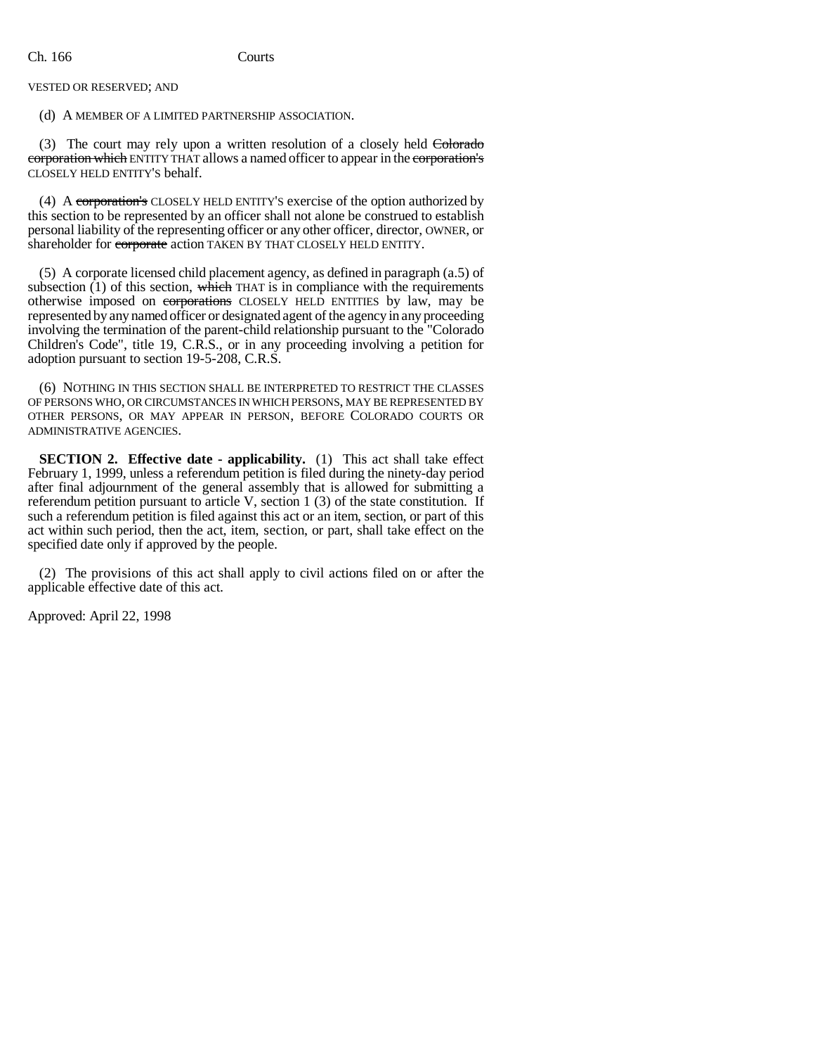VESTED OR RESERVED; AND

(d) A MEMBER OF A LIMITED PARTNERSHIP ASSOCIATION.

(3) The court may rely upon a written resolution of a closely held ~~Colorado corporation which~~ ENTITY THAT allows a named officer to appear in the ~~corporation's~~ CLOSELY HELD ENTITY'S behalf.

(4) A ~~corporation's~~ CLOSELY HELD ENTITY'S exercise of the option authorized by this section to be represented by an officer shall not alone be construed to establish personal liability of the representing officer or any other officer, director, OWNER, or shareholder for ~~corporate~~ action TAKEN BY THAT CLOSELY HELD ENTITY.

(5) A corporate licensed child placement agency, as defined in paragraph (a.5) of subsection (1) of this section, ~~which~~ THAT is in compliance with the requirements otherwise imposed on ~~corporations~~ CLOSELY HELD ENTITIES by law, may be represented by any named officer or designated agent of the agency in any proceeding involving the termination of the parent-child relationship pursuant to the "Colorado Children's Code", title 19, C.R.S., or in any proceeding involving a petition for adoption pursuant to section 19-5-208, C.R.S.

(6) NOTHING IN THIS SECTION SHALL BE INTERPRETED TO RESTRICT THE CLASSES OF PERSONS WHO, OR CIRCUMSTANCES IN WHICH PERSONS, MAY BE REPRESENTED BY OTHER PERSONS, OR MAY APPEAR IN PERSON, BEFORE COLORADO COURTS OR ADMINISTRATIVE AGENCIES.

**SECTION 2. Effective date - applicability.** (1) This act shall take effect February 1, 1999, unless a referendum petition is filed during the ninety-day period after final adjournment of the general assembly that is allowed for submitting a referendum petition pursuant to article V, section 1 (3) of the state constitution. If such a referendum petition is filed against this act or an item, section, or part of this act within such period, then the act, item, section, or part, shall take effect on the specified date only if approved by the people.

(2) The provisions of this act shall apply to civil actions filed on or after the applicable effective date of this act.

Approved: April 22, 1998